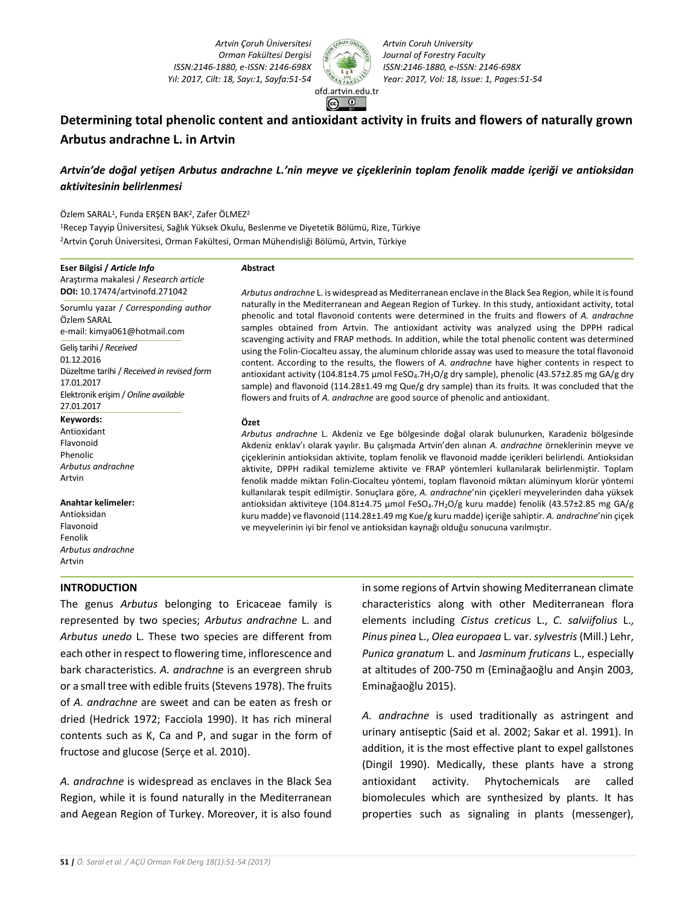# Determining total phenolic content and antioxidant activity in fruits and flowers of naturally grown Arbutus andrachne L. in Artvin

## *Artvin'de doğal yetişen Arbutus andrachne L.'nin meyve ve çiçeklerinin toplam fenolik madde içeriği ve antioksidan aktivitesinin belirlenmesi*

Özlem SARAL[1], Funda ERŞEN BAK[2], Zafer ÖLMEZ[2]

[1]Recep Tayyip Üniversitesi, Sağlık Yüksek Okulu, Beslenme ve Diyetetik Bölümü, Rize, Türkiye

[2]Artvin Çoruh Üniversitesi, Orman Fakültesi, Orman Mühendisliği Bölümü, Artvin, Türkiye

**Eser Bilgisi / *Article Info***

Araştırma makalesi / *Research article*

**DOI:** 10.17474/artvinofd.271042

Sorumlu yazar / *Corresponding author*

Özlem SARAL

e-mail: kimya061@hotmail.com

Geliş tarihi / *Received*

01.12.2016

Düzeltme tarihi / *Received in revised form*

17.01.2017

Elektronik erişim / *Online available*

27.01.2017

**Keywords:**

Antioxidant

Flavonoid

Phenolic

*Arbutus andrachne*

Artvin

**Anahtar kelimeler:**

Antioksidan

Flavonoid

Fenolik

*Arbutus andrachne*

Artvin

***Abstract***

*Arbutus andrachne* L. is widespread as Mediterranean enclave in the Black Sea Region, while it is found naturally in the Mediterranean and Aegean Region of Turkey. In this study, antioxidant activity, total phenolic and total flavonoid contents were determined in the fruits and flowers of *A. andrachne* samples obtained from Artvin. The antioxidant activity was analyzed using the DPPH radical scavenging activity and FRAP methods. In addition, while the total phenolic content was determined using the Folin-Ciocalteu assay, the aluminum chloride assay was used to measure the total flavonoid content. According to the results, the flowers of *A. andrachne* have higher contents in respect to antioxidant activity (104.81±4.75 µmol $FeSO_4.7H_2O$/g dry sample), phenolic (43.57±2.85 mg GA/g dry sample) and flavonoid (114.28±1.49 mg Que/g dry sample) than its fruits. It was concluded that the flowers and fruits of *A. andrachne* are good source of phenolic and antioxidant.

**Özet**

*Arbutus andrachne* L. Akdeniz ve Ege bölgesinde doğal olarak bulunurken, Karadeniz bölgesinde Akdeniz enklav'ı olarak yayılır. Bu çalışmada Artvin'den alınan *A. andrachne* örneklerinin meyve ve çiçeklerinin antioksidan aktivite, toplam fenolik ve flavonoid madde içerikleri belirlendi. Antioksidan aktivite, DPPH radikal temizleme aktivite ve FRAP yöntemleri kullanılarak belirlenmiştir. Toplam fenolik madde miktarı Folin-Ciocalteu yöntemi, toplam flavonoid miktarı alüminyum klorür yöntemi kullanılarak tespit edilmiştir. Sonuçlara göre, *A. andrachne*'nin çiçekleri meyvelerinden daha yüksek antioksidan aktiviteye (104.81±4.75 µmol $FeSO_4.7H_2O$/g kuru madde) fenolik (43.57±2.85 mg GA/g kuru madde) ve flavonoid (114.28±1.49 mg Kue/g kuru madde) içeriğe sahiptir. *A. andrachne*'nin çiçek ve meyvelerinin iyi bir fenol ve antioksidan kaynağı olduğu sonucuna varılmıştır.

## INTRODUCTION

The genus *Arbutus* belonging to Ericaceae family is represented by two species; *Arbutus andrachne* L. and *Arbutus unedo* L. These two species are different from each other in respect to flowering time, inflorescence and bark characteristics. *A. andrachne* is an evergreen shrub or a small tree with edible fruits (Stevens 1978). The fruits of *A. andrachne* are sweet and can be eaten as fresh or dried (Hedrick 1972; Facciola 1990). It has rich mineral contents such as K, Ca and P, and sugar in the form of fructose and glucose (Serçe et al. 2010).

*A. andrachne* is widespread as enclaves in the Black Sea Region, while it is found naturally in the Mediterranean and Aegean Region of Turkey. Moreover, it is also found in some regions of Artvin showing Mediterranean climate characteristics along with other Mediterranean flora elements including *Cistus creticus* L., *C. salviifolius* L., *Pinus pinea* L., *Olea europaea* L. var. *sylvestris* (Mill.) Lehr, *Punica granatum* L. and *Jasminum fruticans* L., especially at altitudes of 200-750 m (Eminağaoğlu and Anşin 2003, Eminağaoğlu 2015).

*A. andrachne* is used traditionally as astringent and urinary antiseptic (Said et al. 2002; Sakar et al. 1991). In addition, it is the most effective plant to expel gallstones (Dingil 1990). Medically, these plants have a strong antioxidant activity. Phytochemicals are called biomolecules which are synthesized by plants. It has properties such as signaling in plants (messenger),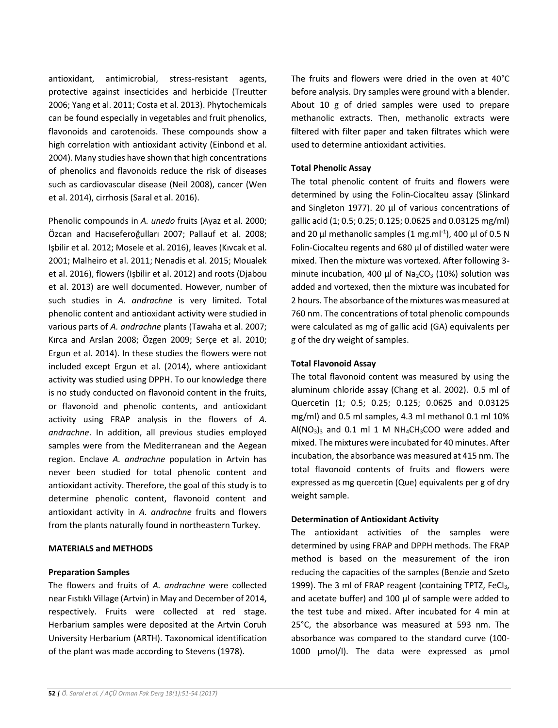antioxidant, antimicrobial, stress-resistant agents, protective against insecticides and herbicide (Treutter 2006; Yang et al. 2011; Costa et al. 2013). Phytochemicals can be found especially in vegetables and fruit phenolics, flavonoids and carotenoids. These compounds show a high correlation with antioxidant activity (Einbond et al. 2004). Many studies have shown that high concentrations of phenolics and flavonoids reduce the risk of diseases such as cardiovascular disease (Neil 2008), cancer (Wen et al. 2014), cirrhosis (Saral et al. 2016).

Phenolic compounds in *A. unedo* fruits (Ayaz et al. 2000; Özcan and Hacıseferoğulları 2007; Pallauf et al. 2008; Işbilir et al. 2012; Mosele et al. 2016), leaves (Kıvcak et al. 2001; Malheiro et al. 2011; Nenadis et al. 2015; Moualek et al. 2016), flowers (Işbilir et al. 2012) and roots (Djabou et al. 2013) are well documented. However, number of such studies in *A. andrachne* is very limited. Total phenolic content and antioxidant activity were studied in various parts of *A. andrachne* plants (Tawaha et al. 2007; Kırca and Arslan 2008; Özgen 2009; Serçe et al. 2010; Ergun et al. 2014). In these studies the flowers were not included except Ergun et al. (2014), where antioxidant activity was studied using DPPH. To our knowledge there is no study conducted on flavonoid content in the fruits, or flavonoid and phenolic contents, and antioxidant activity using FRAP analysis in the flowers of *A. andrachne*. In addition, all previous studies employed samples were from the Mediterranean and the Aegean region. Enclave *A. andrachne* population in Artvin has never been studied for total phenolic content and antioxidant activity. Therefore, the goal of this study is to determine phenolic content, flavonoid content and antioxidant activity in *A. andrachne* fruits and flowers from the plants naturally found in northeastern Turkey.

## MATERIALS and METHODS

### Preparation Samples

The flowers and fruits of *A. andrachne* were collected near Fıstıklı Village (Artvin) in May and December of 2014, respectively. Fruits were collected at red stage. Herbarium samples were deposited at the Artvin Coruh University Herbarium (ARTH). Taxonomical identification of the plant was made according to Stevens (1978).

The fruits and flowers were dried in the oven at 40°C before analysis. Dry samples were ground with a blender. About 10 g of dried samples were used to prepare methanolic extracts. Then, methanolic extracts were filtered with filter paper and taken filtrates which were used to determine antioxidant activities.

### Total Phenolic Assay

The total phenolic content of fruits and flowers were determined by using the Folin-Ciocalteu assay (Slinkard and Singleton 1977). 20 µl of various concentrations of gallic acid (1; 0.5; 0.25; 0.125; 0.0625 and 0.03125 mg/ml) and 20 µl methanolic samples (1 $mg.ml^{-1}$), 400 µl of 0.5 N Folin-Ciocalteu regents and 680 µl of distilled water were mixed. Then the mixture was vortexed. After following 3-minute incubation, 400 µl of $Na_2CO_3$ (10%) solution was added and vortexed, then the mixture was incubated for 2 hours. The absorbance of the mixtures was measured at 760 nm. The concentrations of total phenolic compounds were calculated as mg of gallic acid (GA) equivalents per g of the dry weight of samples.

### Total Flavonoid Assay

The total flavonoid content was measured by using the aluminum chloride assay (Chang et al. 2002). 0.5 ml of Quercetin (1; 0.5; 0.25; 0.125; 0.0625 and 0.03125 mg/ml) and 0.5 ml samples, 4.3 ml methanol 0.1 ml 10% $Al(NO_3)_3$ and 0.1 ml 1 M $NH_4CH_3COO$ were added and mixed. The mixtures were incubated for 40 minutes. After incubation, the absorbance was measured at 415 nm. The total flavonoid contents of fruits and flowers were expressed as mg quercetin (Que) equivalents per g of dry weight sample.

### Determination of Antioxidant Activity

The antioxidant activities of the samples were determined by using FRAP and DPPH methods. The FRAP method is based on the measurement of the iron reducing the capacities of the samples (Benzie and Szeto 1999). The 3 ml of FRAP reagent (containing TPTZ, $FeCl_3$, and acetate buffer) and 100 µl of sample were added to the test tube and mixed. After incubated for 4 min at 25°C, the absorbance was measured at 593 nm. The absorbance was compared to the standard curve (100-1000 µmol/l). The data were expressed as µmol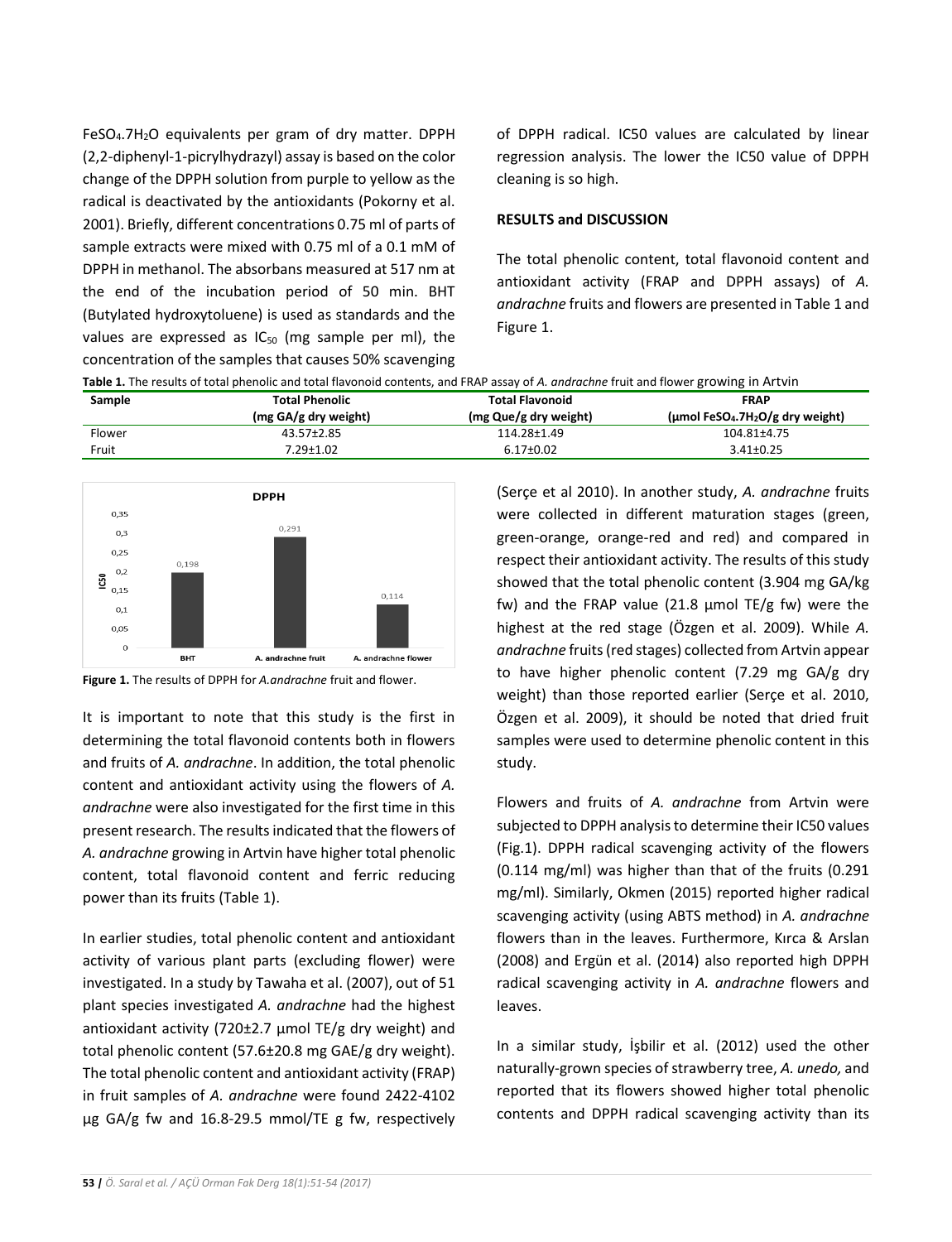$FeSO_4.7H_2O$ equivalents per gram of dry matter. DPPH (2,2-diphenyl-1-picrylhydrazyl) assay is based on the color change of the DPPH solution from purple to yellow as the radical is deactivated by the antioxidants (Pokorny et al. 2001). Briefly, different concentrations 0.75 ml of parts of sample extracts were mixed with 0.75 ml of a 0.1 mM of DPPH in methanol. The absorbans measured at 517 nm at the end of the incubation period of 50 min. BHT (Butylated hydroxytoluene) is used as standards and the values are expressed as $IC_{50}$ (mg sample per ml), the concentration of the samples that causes 50% scavenging of DPPH radical. IC50 values are calculated by linear regression analysis. The lower the IC50 value of DPPH cleaning is so high.

## RESULTS and DISCUSSION

The total phenolic content, total flavonoid content and antioxidant activity (FRAP and DPPH assays) of *A. andrachne* fruits and flowers are presented in Table 1 and Figure 1.

**Table 1.** The results of total phenolic and total flavonoid contents, and FRAP assay of *A. andrachne* fruit and flower growing in Artvin

| Sample | Total Phenolic (mg GA/g dry weight) | Total Flavonoid (mg Que/g dry weight) | FRAP (µmol $FeSO_4.7H_2O$/g dry weight) |
|---|---|---|---|
| Flower | 43.57±2.85 | 114.28±1.49 | 104.81±4.75 |
| Fruit | 7.29±1.02 | 6.17±0.02 | 3.41±0.25 |

| DPPH (IC50) | BHT | A. andrachne fruit | A. andrachne flower |
|---|---|---|---|
| IC50 | 0,198 | 0,291 | 0,114 |

**Figure 1.** The results of DPPH for *A.andrachne* fruit and flower.

It is important to note that this study is the first in determining the total flavonoid contents both in flowers and fruits of *A. andrachne*. In addition, the total phenolic content and antioxidant activity using the flowers of *A. andrachne* were also investigated for the first time in this present research. The results indicated that the flowers of *A. andrachne* growing in Artvin have higher total phenolic content, total flavonoid content and ferric reducing power than its fruits (Table 1).

In earlier studies, total phenolic content and antioxidant activity of various plant parts (excluding flower) were investigated. In a study by Tawaha et al. (2007), out of 51 plant species investigated *A. andrachne* had the highest antioxidant activity (720±2.7 µmol TE/g dry weight) and total phenolic content (57.6±20.8 mg GAE/g dry weight). The total phenolic content and antioxidant activity (FRAP) in fruit samples of *A. andrachne* were found 2422-4102 µg GA/g fw and 16.8-29.5 mmol/TE g fw, respectively (Serçe et al 2010). In another study, *A. andrachne* fruits were collected in different maturation stages (green, green-orange, orange-red and red) and compared in respect their antioxidant activity. The results of this study showed that the total phenolic content (3.904 mg GA/kg fw) and the FRAP value (21.8 µmol TE/g fw) were the highest at the red stage (Özgen et al. 2009). While *A. andrachne* fruits (red stages) collected from Artvin appear to have higher phenolic content (7.29 mg GA/g dry weight) than those reported earlier (Serçe et al. 2010, Özgen et al. 2009), it should be noted that dried fruit samples were used to determine phenolic content in this study.

Flowers and fruits of *A. andrachne* from Artvin were subjected to DPPH analysis to determine their IC50 values (Fig.1). DPPH radical scavenging activity of the flowers (0.114 mg/ml) was higher than that of the fruits (0.291 mg/ml). Similarly, Okmen (2015) reported higher radical scavenging activity (using ABTS method) in *A. andrachne* flowers than in the leaves. Furthermore, Kırca & Arslan (2008) and Ergün et al. (2014) also reported high DPPH radical scavenging activity in *A. andrachne* flowers and leaves.

In a similar study, İşbilir et al. (2012) used the other naturally-grown species of strawberry tree, *A. unedo,* and reported that its flowers showed higher total phenolic contents and DPPH radical scavenging activity than its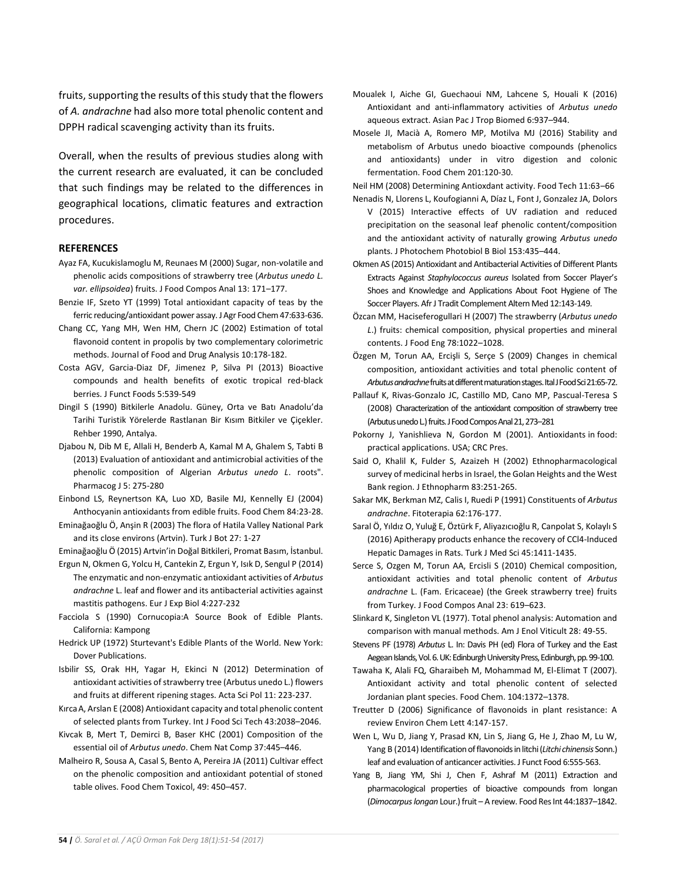fruits, supporting the results of this study that the flowers of *A. andrachne* had also more total phenolic content and DPPH radical scavenging activity than its fruits.

Overall, when the results of previous studies along with the current research are evaluated, it can be concluded that such findings may be related to the differences in geographical locations, climatic features and extraction procedures.

## REFERENCES

Ayaz FA, Kucukislamoglu M, Reunaes M (2000) Sugar, non-volatile and phenolic acids compositions of strawberry tree (*Arbutus unedo L. var. ellipsoidea*) fruits. J Food Compos Anal 13: 171–177.

Benzie IF, Szeto YT (1999) Total antioxidant capacity of teas by the ferric reducing/antioxidant power assay. J Agr Food Chem 47:633-636.

Chang CC, Yang MH, Wen HM, Chern JC (2002) Estimation of total flavonoid content in propolis by two complementary colorimetric methods. Journal of Food and Drug Analysis 10:178-182.

Costa AGV, Garcia-Diaz DF, Jimenez P, Silva PI (2013) Bioactive compounds and health benefits of exotic tropical red-black berries. J Funct Foods 5:539-549

Dingil S (1990) Bitkilerle Anadolu. Güney, Orta ve Batı Anadolu'da Tarihi Turistik Yörelerde Rastlanan Bir Kısım Bitkiler ve Çiçekler. Rehber 1990, Antalya.

Djabou N, Dib M E, Allali H, Benderb A, Kamal M A, Ghalem S, Tabti B (2013) Evaluation of antioxidant and antimicrobial activities of the phenolic composition of Algerian *Arbutus unedo L*. roots". Pharmacog J 5: 275-280

Einbond LS, Reynertson KA, Luo XD, Basile MJ, Kennelly EJ (2004) Anthocyanin antioxidants from edible fruits. Food Chem 84:23-28.

Eminağaoğlu Ö, Anşin R (2003) The flora of Hatila Valley National Park and its close environs (Artvin). Turk J Bot 27: 1-27

Eminağaoğlu Ö (2015) Artvin'in Doğal Bitkileri, Promat Basım, İstanbul.

Ergun N, Okmen G, Yolcu H, Cantekin Z, Ergun Y, Isık D, Sengul P (2014) The enzymatic and non-enzymatic antioxidant activities of *Arbutus andrachne* L. leaf and flower and its antibacterial activities against mastitis pathogens. Eur J Exp Biol 4:227-232

Facciola S (1990) Cornucopia:A Source Book of Edible Plants. California: Kampong

Hedrick UP (1972) Sturtevant's Edible Plants of the World. New York: Dover Publications.

Isbilir SS, Orak HH, Yagar H, Ekinci N (2012) Determination of antioxidant activities of strawberry tree (Arbutus unedo L.) flowers and fruits at different ripening stages. Acta Sci Pol 11: 223-237.

Kırca A, Arslan E (2008) Antioxidant capacity and total phenolic content of selected plants from Turkey. Int J Food Sci Tech 43:2038–2046.

Kivcak B, Mert T, Demirci B, Baser KHC (2001) Composition of the essential oil of *Arbutus unedo*. Chem Nat Comp 37:445–446.

Malheiro R, Sousa A, Casal S, Bento A, Pereira JA (2011) Cultivar effect on the phenolic composition and antioxidant potential of stoned table olives. Food Chem Toxicol, 49: 450–457.

Moualek I, Aiche GI, Guechaoui NM, Lahcene S, Houali K (2016) Antioxidant and anti-inflammatory activities of *Arbutus unedo* aqueous extract. Asian Pac J Trop Biomed 6:937–944.

Mosele JI, Macià A, Romero MP, Motilva MJ (2016) Stability and metabolism of Arbutus unedo bioactive compounds (phenolics and antioxidants) under in vitro digestion and colonic fermentation. Food Chem 201:120-30.

Neil HM (2008) Determining Antioxdant activity. Food Tech 11:63–66

Nenadis N, Llorens L, Koufogianni A, Díaz L, Font J, Gonzalez JA, Dolors V (2015) Interactive effects of UV radiation and reduced precipitation on the seasonal leaf phenolic content/composition and the antioxidant activity of naturally growing *Arbutus unedo* plants. J Photochem Photobiol B Biol 153:435–444.

Okmen AS (2015) Antioxidant and Antibacterial Activities of Different Plants Extracts Against *Staphylococcus aureus* Isolated from Soccer Player's Shoes and Knowledge and Applications About Foot Hygiene of The Soccer Players. Afr J Tradit Complement Altern Med 12:143-149.

Özcan MM, Haciseferogullari H (2007) The strawberry (*Arbutus unedo L.*) fruits: chemical composition, physical properties and mineral contents. J Food Eng 78:1022–1028.

Özgen M, Torun AA, Ercişli S, Serçe S (2009) Changes in chemical composition, antioxidant activities and total phenolic content of *Arbutus andrachne* fruits at different maturation stages. Ital J Food Sci 21:65-72.

Pallauf K, Rivas-Gonzalo JC, Castillo MD, Cano MP, Pascual-Teresa S (2008) Characterization of the antioxidant composition of strawberry tree (Arbutus unedo L.) fruits. J Food Compos Anal 21, 273–281

Pokorny J, Yanishlieva N, Gordon M (2001). Antioxidants in food: practical applications. USA; CRC Pres.

Said O, Khalil K, Fulder S, Azaizeh H (2002) Ethnopharmacological survey of medicinal herbs in Israel, the Golan Heights and the West Bank region. J Ethnopharm 83:251-265.

Sakar MK, Berkman MZ, Calis I, Ruedi P (1991) Constituents of *Arbutus andrachne*. Fitoterapia 62:176-177.

Saral Ö, Yıldız O, Yuluğ E, Öztürk F, Aliyazıcıoğlu R, Canpolat S, Kolaylı S (2016) Apitherapy products enhance the recovery of CCl4-Induced Hepatic Damages in Rats. Turk J Med Sci 45:1411-1435.

Serce S, Ozgen M, Torun AA, Ercisli S (2010) Chemical composition, antioxidant activities and total phenolic content of *Arbutus andrachne* L. (Fam. Ericaceae) (the Greek strawberry tree) fruits from Turkey. J Food Compos Anal 23: 619–623.

Slinkard K, Singleton VL (1977). Total phenol analysis: Automation and comparison with manual methods. Am J Enol Viticult 28: 49-55.

Stevens PF (1978) *Arbutus* L. In: Davis PH (ed) Flora of Turkey and the East Aegean Islands, Vol. 6. UK: Edinburgh University Press, Edinburgh, pp. 99-100.

Tawaha K, Alali FQ, Gharaibeh M, Mohammad M, El-Elimat T (2007). Antioxidant activity and total phenolic content of selected Jordanian plant species. Food Chem. 104:1372–1378.

Treutter D (2006) Significance of flavonoids in plant resistance: A review Environ Chem Lett 4:147-157.

Wen L, Wu D, Jiang Y, Prasad KN, Lin S, Jiang G, He J, Zhao M, Lu W, Yang B (2014) Identification of flavonoids in litchi (*Litchi chinensis* Sonn.) leaf and evaluation of anticancer activities. J Funct Food 6:555-563.

Yang B, Jiang YM, Shi J, Chen F, Ashraf M (2011) Extraction and pharmacological properties of bioactive compounds from longan (*Dimocarpus longan* Lour.) fruit – A review. Food Res Int 44:1837–1842.